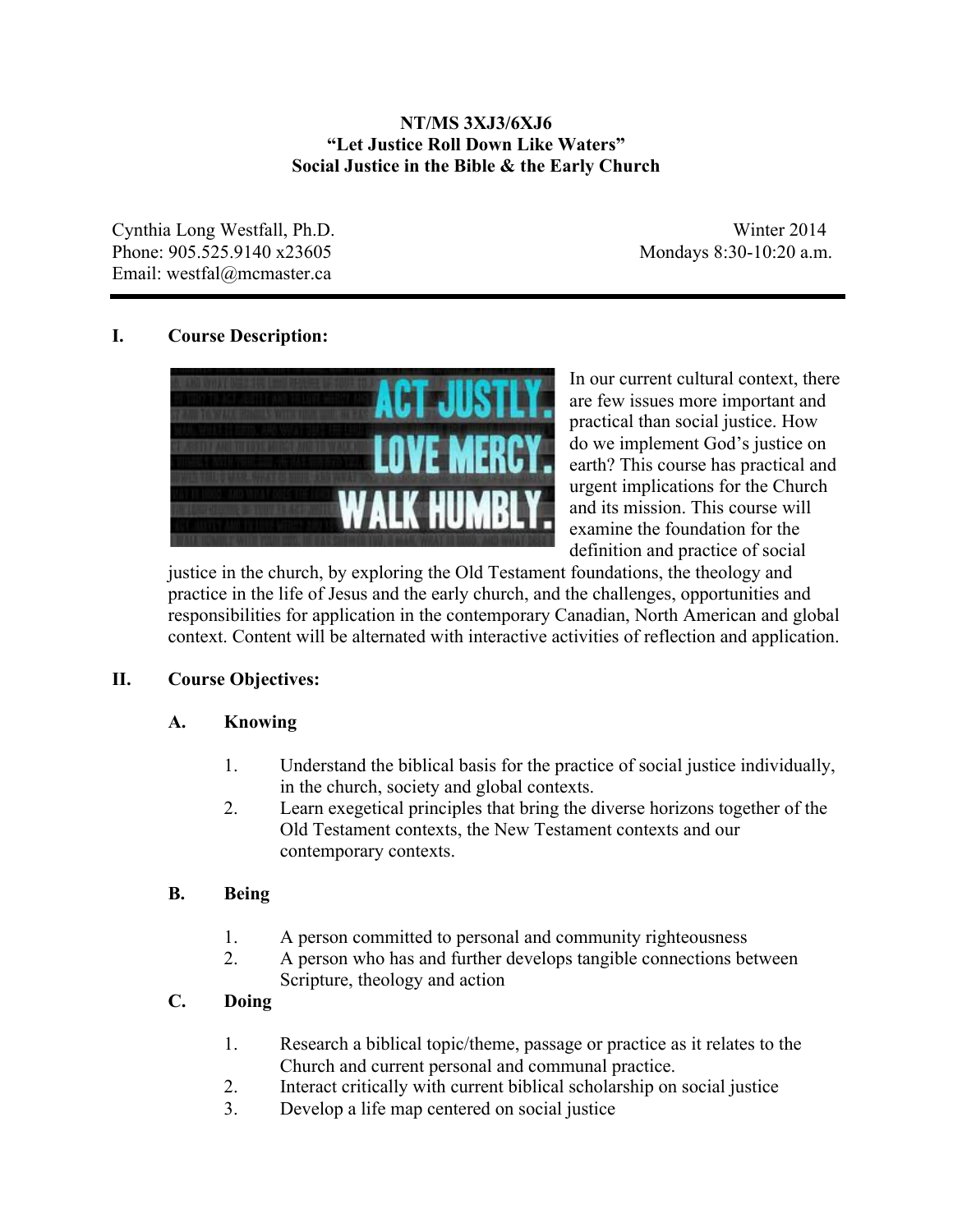**NT/MS 3XJ3/6XJ6**
**"Let Justice Roll Down Like Waters"**
**Social Justice in the Bible & the Early Church**

Cynthia Long Westfall, Ph.D.
Phone: 905.525.9140 x23605
Email: westfal@mcmaster.ca

Winter 2014
Mondays 8:30-10:20 a.m.

## I. Course Description:

In our current cultural context, there are few issues more important and practical than social justice. How do we implement God's justice on earth? This course has practical and urgent implications for the Church and its mission. This course will examine the foundation for the definition and practice of social justice in the church, by exploring the Old Testament foundations, the theology and practice in the life of Jesus and the early church, and the challenges, opportunities and responsibilities for application in the contemporary Canadian, North American and global context. Content will be alternated with interactive activities of reflection and application.

## II. Course Objectives:

### A. Knowing

1. Understand the biblical basis for the practice of social justice individually, in the church, society and global contexts.
2. Learn exegetical principles that bring the diverse horizons together of the Old Testament contexts, the New Testament contexts and our contemporary contexts.

### B. Being

1. A person committed to personal and community righteousness
2. A person who has and further develops tangible connections between Scripture, theology and action

### C. Doing

1. Research a biblical topic/theme, passage or practice as it relates to the Church and current personal and communal practice.
2. Interact critically with current biblical scholarship on social justice
3. Develop a life map centered on social justice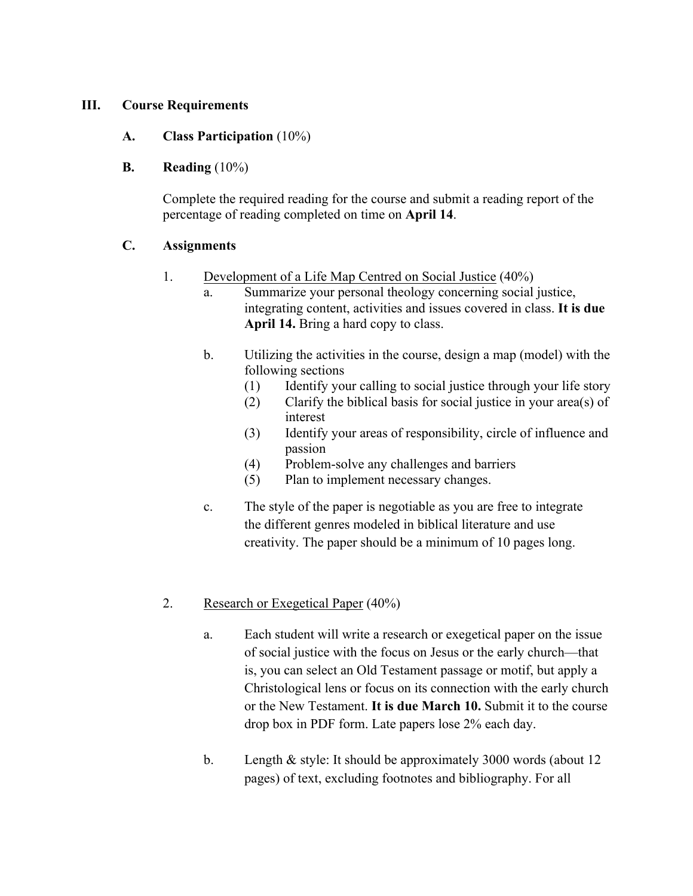## III. Course Requirements

### A. Class Participation (10%)

### B. Reading (10%)

Complete the required reading for the course and submit a reading report of the percentage of reading completed on time on **April 14**.

### C. Assignments

1. Development of a Life Map Centred on Social Justice (40%)
   a. Summarize your personal theology concerning social justice, integrating content, activities and issues covered in class. **It is due April 14.** Bring a hard copy to class.

   b. Utilizing the activities in the course, design a map (model) with the following sections
      (1) Identify your calling to social justice through your life story
      (2) Clarify the biblical basis for social justice in your area(s) of interest
      (3) Identify your areas of responsibility, circle of influence and passion
      (4) Problem-solve any challenges and barriers
      (5) Plan to implement necessary changes.

   c. The style of the paper is negotiable as you are free to integrate the different genres modeled in biblical literature and use creativity. The paper should be a minimum of 10 pages long.

2. Research or Exegetical Paper (40%)

   a. Each student will write a research or exegetical paper on the issue of social justice with the focus on Jesus or the early church—that is, you can select an Old Testament passage or motif, but apply a Christological lens or focus on its connection with the early church or the New Testament. **It is due March 10.** Submit it to the course drop box in PDF form. Late papers lose 2% each day.

   b. Length & style: It should be approximately 3000 words (about 12 pages) of text, excluding footnotes and bibliography. For all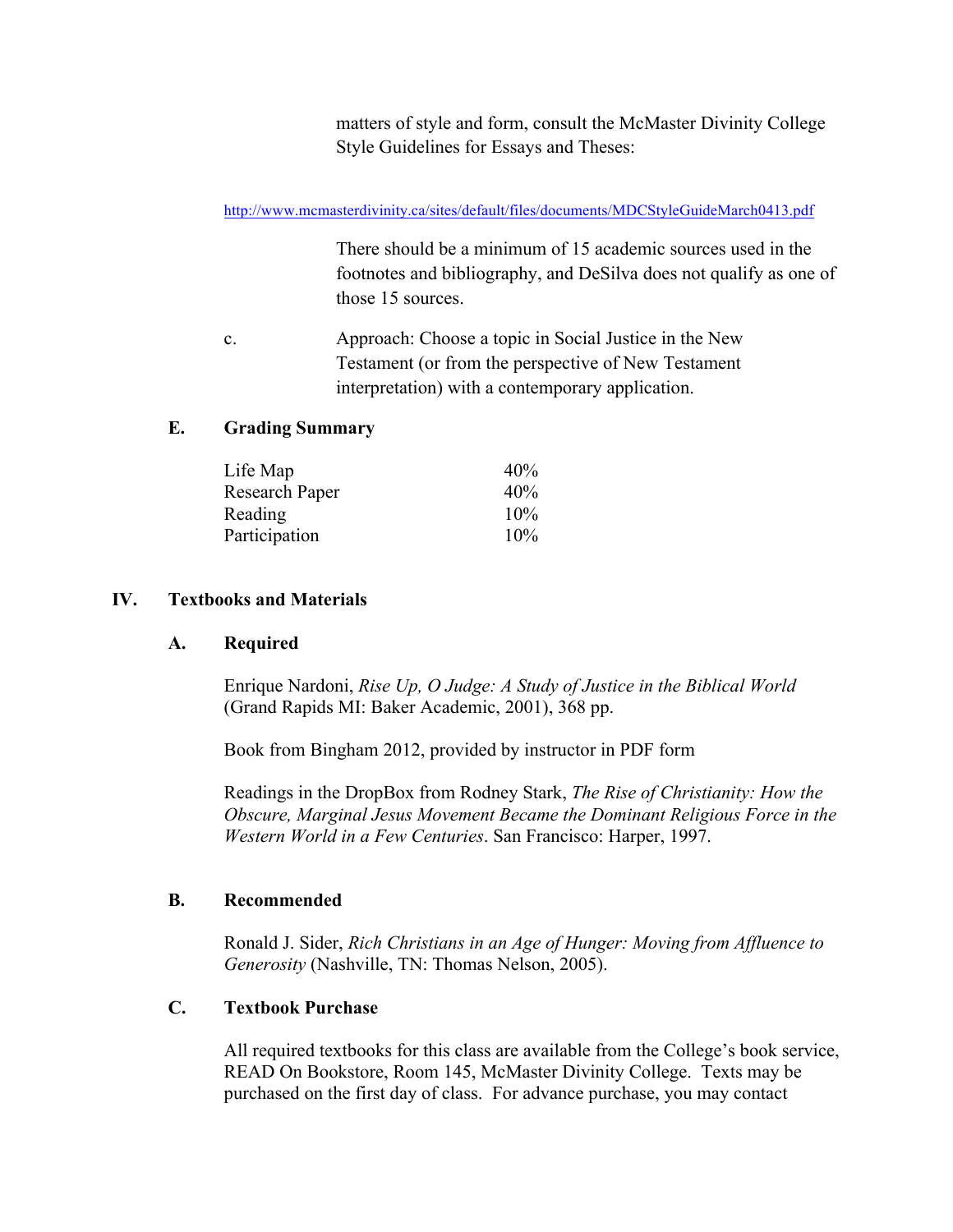matters of style and form, consult the McMaster Divinity College Style Guidelines for Essays and Theses:

http://www.mcmasterdivinity.ca/sites/default/files/documents/MDCStyleGuideMarch0413.pdf

There should be a minimum of 15 academic sources used in the footnotes and bibliography, and DeSilva does not qualify as one of those 15 sources.

c. Approach: Choose a topic in Social Justice in the New Testament (or from the perspective of New Testament interpretation) with a contemporary application.

### E. Grading Summary

| | |
|---|---|
| Life Map | 40% |
| Research Paper | 40% |
| Reading | 10% |
| Participation | 10% |

## IV. Textbooks and Materials

### A. Required

Enrique Nardoni, *Rise Up, O Judge: A Study of Justice in the Biblical World* (Grand Rapids MI: Baker Academic, 2001), 368 pp.

Book from Bingham 2012, provided by instructor in PDF form

Readings in the DropBox from Rodney Stark, *The Rise of Christianity: How the Obscure, Marginal Jesus Movement Became the Dominant Religious Force in the Western World in a Few Centuries*. San Francisco: Harper, 1997.

### B. Recommended

Ronald J. Sider, *Rich Christians in an Age of Hunger: Moving from Affluence to Generosity* (Nashville, TN: Thomas Nelson, 2005).

### C. Textbook Purchase

All required textbooks for this class are available from the College's book service, READ On Bookstore, Room 145, McMaster Divinity College. Texts may be purchased on the first day of class. For advance purchase, you may contact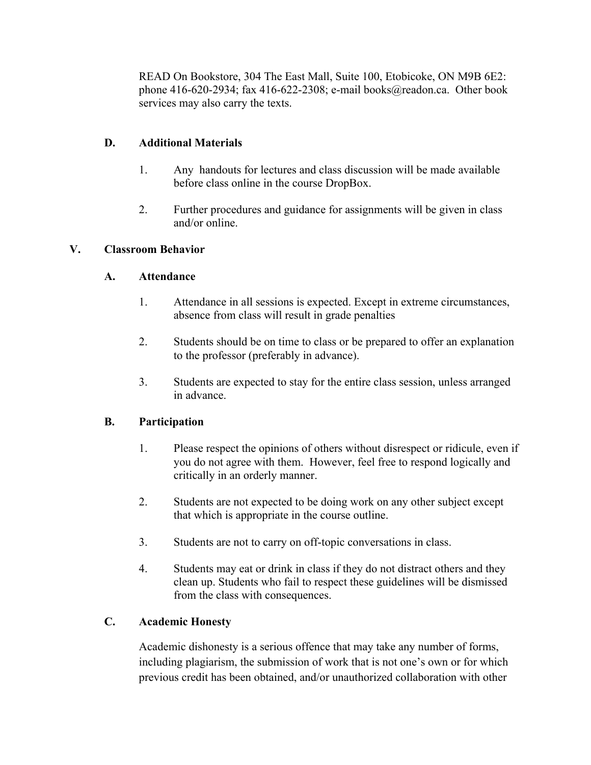READ On Bookstore, 304 The East Mall, Suite 100, Etobicoke, ON M9B 6E2: phone 416-620-2934; fax 416-622-2308; e-mail books@readon.ca. Other book services may also carry the texts.

### D. Additional Materials

1. Any handouts for lectures and class discussion will be made available before class online in the course DropBox.

2. Further procedures and guidance for assignments will be given in class and/or online.

## V. Classroom Behavior

### A. Attendance

1. Attendance in all sessions is expected. Except in extreme circumstances, absence from class will result in grade penalties

2. Students should be on time to class or be prepared to offer an explanation to the professor (preferably in advance).

3. Students are expected to stay for the entire class session, unless arranged in advance.

### B. Participation

1. Please respect the opinions of others without disrespect or ridicule, even if you do not agree with them. However, feel free to respond logically and critically in an orderly manner.

2. Students are not expected to be doing work on any other subject except that which is appropriate in the course outline.

3. Students are not to carry on off-topic conversations in class.

4. Students may eat or drink in class if they do not distract others and they clean up. Students who fail to respect these guidelines will be dismissed from the class with consequences.

### C. Academic Honesty

Academic dishonesty is a serious offence that may take any number of forms, including plagiarism, the submission of work that is not one's own or for which previous credit has been obtained, and/or unauthorized collaboration with other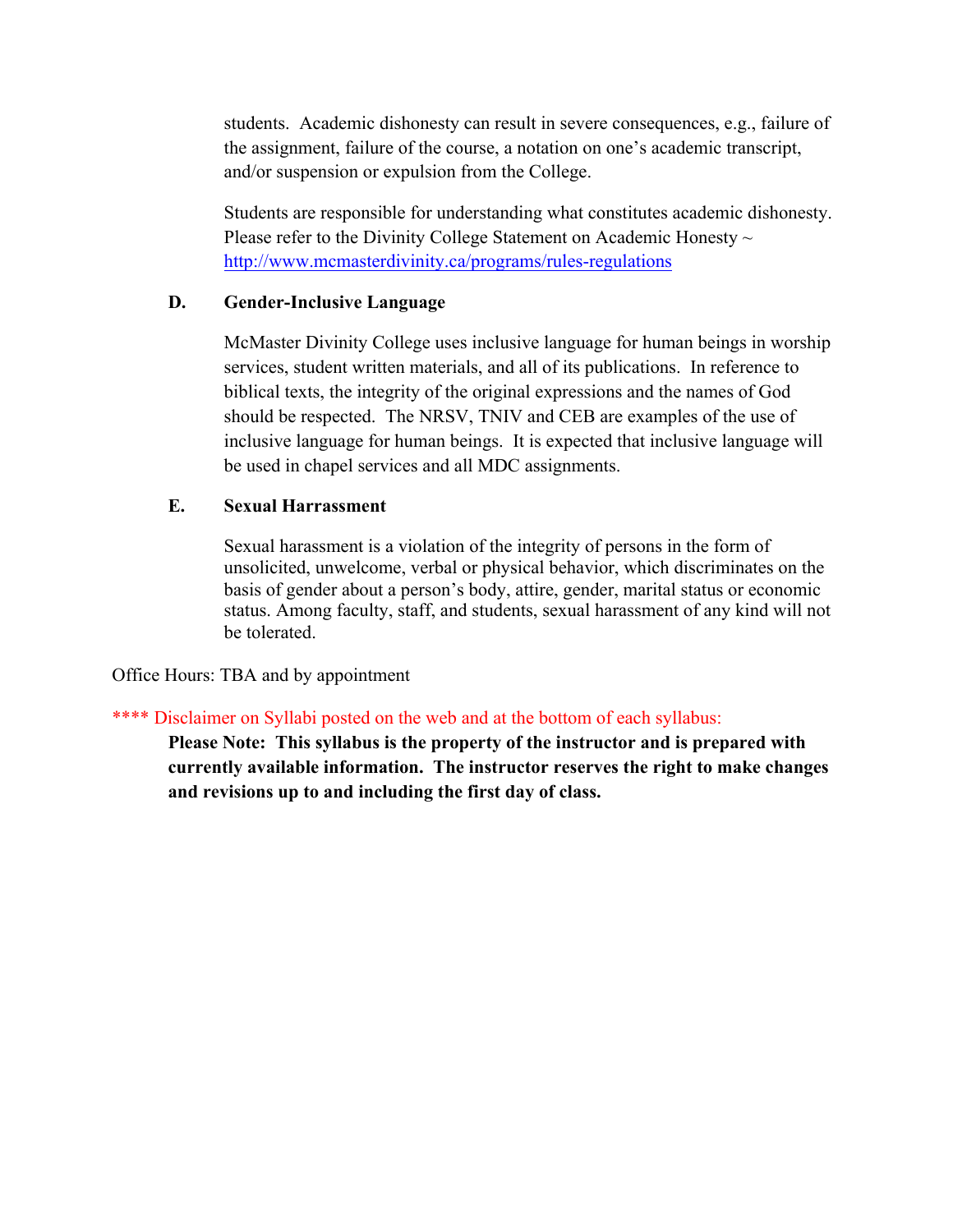students. Academic dishonesty can result in severe consequences, e.g., failure of the assignment, failure of the course, a notation on one's academic transcript, and/or suspension or expulsion from the College.

Students are responsible for understanding what constitutes academic dishonesty. Please refer to the Divinity College Statement on Academic Honesty ~ http://www.mcmasterdivinity.ca/programs/rules-regulations

### D. Gender-Inclusive Language

McMaster Divinity College uses inclusive language for human beings in worship services, student written materials, and all of its publications. In reference to biblical texts, the integrity of the original expressions and the names of God should be respected. The NRSV, TNIV and CEB are examples of the use of inclusive language for human beings. It is expected that inclusive language will be used in chapel services and all MDC assignments.

### E. Sexual Harrassment

Sexual harassment is a violation of the integrity of persons in the form of unsolicited, unwelcome, verbal or physical behavior, which discriminates on the basis of gender about a person's body, attire, gender, marital status or economic status. Among faculty, staff, and students, sexual harassment of any kind will not be tolerated.

Office Hours: TBA and by appointment

**** Disclaimer on Syllabi posted on the web and at the bottom of each syllabus:

**Please Note: This syllabus is the property of the instructor and is prepared with currently available information. The instructor reserves the right to make changes and revisions up to and including the first day of class.**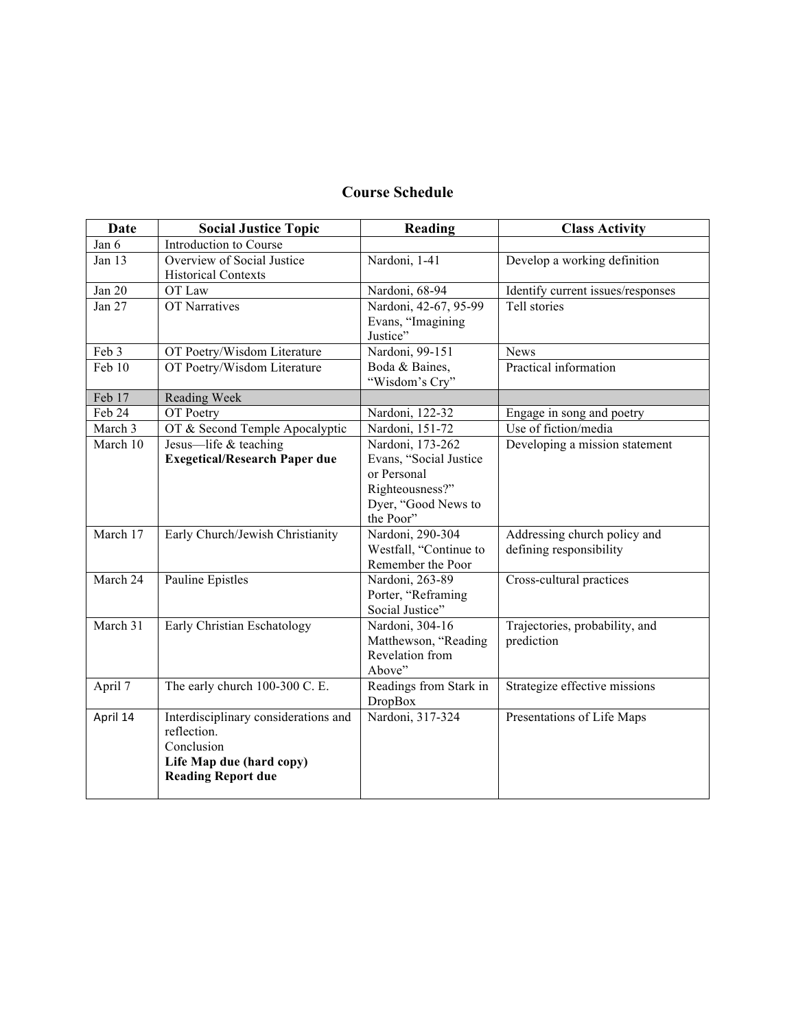## Course Schedule

| Date | Social Justice Topic | Reading | Class Activity |
|---|---|---|---|
| Jan 6 | Introduction to Course | | |
| Jan 13 | Overview of Social Justice Historical Contexts | Nardoni, 1-41 | Develop a working definition |
| Jan 20 | OT Law | Nardoni, 68-94 | Identify current issues/responses |
| Jan 27 | OT Narratives | Nardoni, 42-67, 95-99 Evans, "Imagining Justice" | Tell stories |
| Feb 3 | OT Poetry/Wisdom Literature | Nardoni, 99-151 | News |
| Feb 10 | OT Poetry/Wisdom Literature | Boda & Baines, "Wisdom's Cry" | Practical information |
| Feb 17 | Reading Week | | |
| Feb 24 | OT Poetry | Nardoni, 122-32 | Engage in song and poetry |
| March 3 | OT & Second Temple Apocalyptic | Nardoni, 151-72 | Use of fiction/media |
| March 10 | Jesus—life & teaching **Exegetical/Research Paper due** | Nardoni, 173-262 Evans, "Social Justice or Personal Righteousness?" Dyer, "Good News to the Poor" | Developing a mission statement |
| March 17 | Early Church/Jewish Christianity | Nardoni, 290-304 Westfall, "Continue to Remember the Poor | Addressing church policy and defining responsibility |
| March 24 | Pauline Epistles | Nardoni, 263-89 Porter, "Reframing Social Justice" | Cross-cultural practices |
| March 31 | Early Christian Eschatology | Nardoni, 304-16 Matthewson, "Reading Revelation from Above" | Trajectories, probability, and prediction |
| April 7 | The early church 100-300 C. E. | Readings from Stark in DropBox | Strategize effective missions |
| April 14 | Interdisciplinary considerations and reflection. Conclusion **Life Map due (hard copy)** **Reading Report due** | Nardoni, 317-324 | Presentations of Life Maps |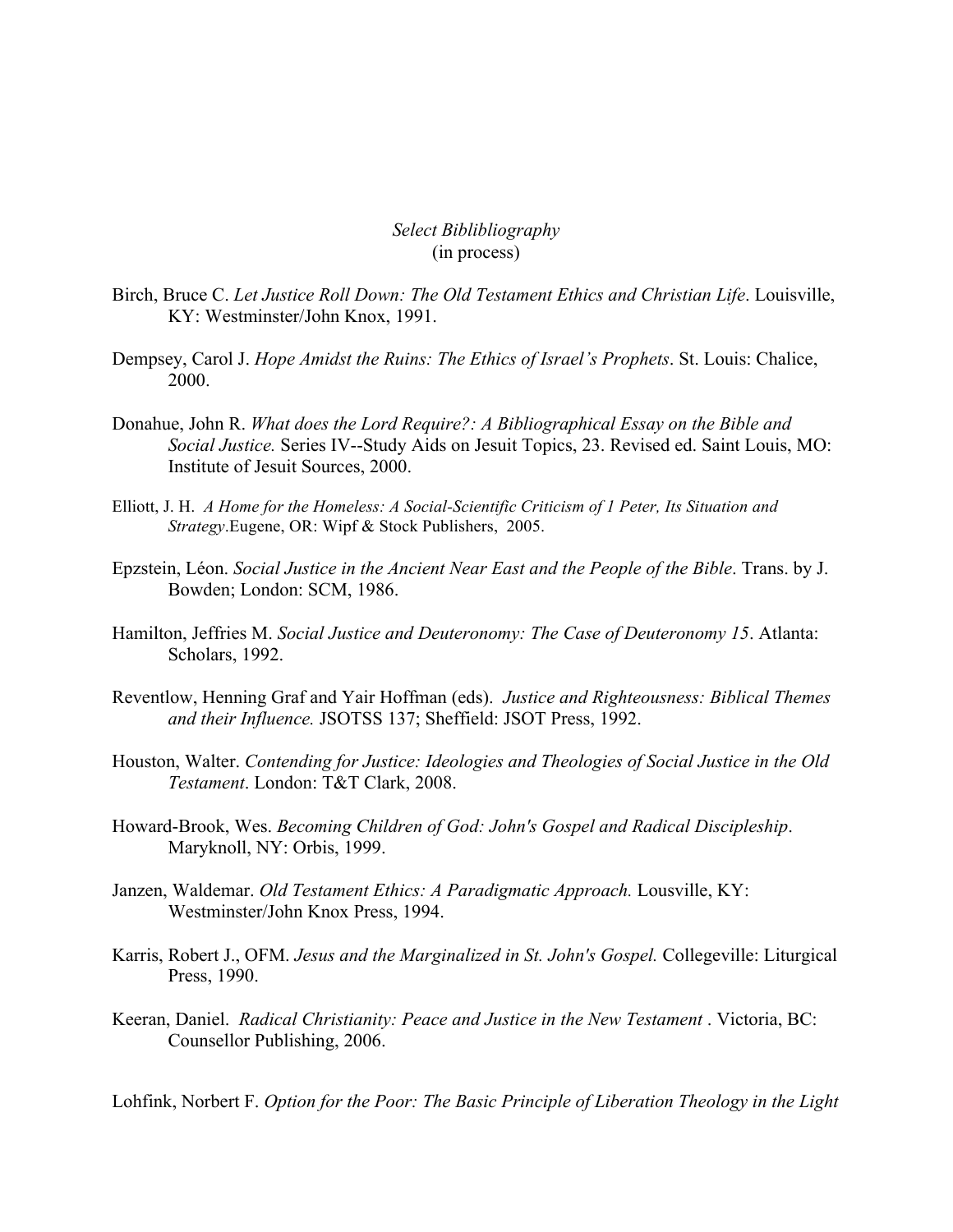*Select Biblibliography*
(in process)

Birch, Bruce C. *Let Justice Roll Down: The Old Testament Ethics and Christian Life*. Louisville, KY: Westminster/John Knox, 1991.

Dempsey, Carol J. *Hope Amidst the Ruins: The Ethics of Israel's Prophets*. St. Louis: Chalice, 2000.

Donahue, John R. *What does the Lord Require?: A Bibliographical Essay on the Bible and Social Justice.* Series IV--Study Aids on Jesuit Topics, 23. Revised ed. Saint Louis, MO: Institute of Jesuit Sources, 2000.

Elliott, J. H. *A Home for the Homeless: A Social-Scientific Criticism of 1 Peter, Its Situation and Strategy*.Eugene, OR: Wipf & Stock Publishers, 2005.

Epzstein, Léon. *Social Justice in the Ancient Near East and the People of the Bible*. Trans. by J. Bowden; London: SCM, 1986.

Hamilton, Jeffries M. *Social Justice and Deuteronomy: The Case of Deuteronomy 15*. Atlanta: Scholars, 1992.

Reventlow, Henning Graf and Yair Hoffman (eds). *Justice and Righteousness: Biblical Themes and their Influence.* JSOTSS 137; Sheffield: JSOT Press, 1992.

Houston, Walter. *Contending for Justice: Ideologies and Theologies of Social Justice in the Old Testament*. London: T&T Clark, 2008.

Howard-Brook, Wes. *Becoming Children of God: John's Gospel and Radical Discipleship*. Maryknoll, NY: Orbis, 1999.

Janzen, Waldemar. *Old Testament Ethics: A Paradigmatic Approach.* Lousville, KY: Westminster/John Knox Press, 1994.

Karris, Robert J., OFM. *Jesus and the Marginalized in St. John's Gospel.* Collegeville: Liturgical Press, 1990.

Keeran, Daniel. *Radical Christianity: Peace and Justice in the New Testament* . Victoria, BC: Counsellor Publishing, 2006.

Lohfink, Norbert F. *Option for the Poor: The Basic Principle of Liberation Theology in the Light*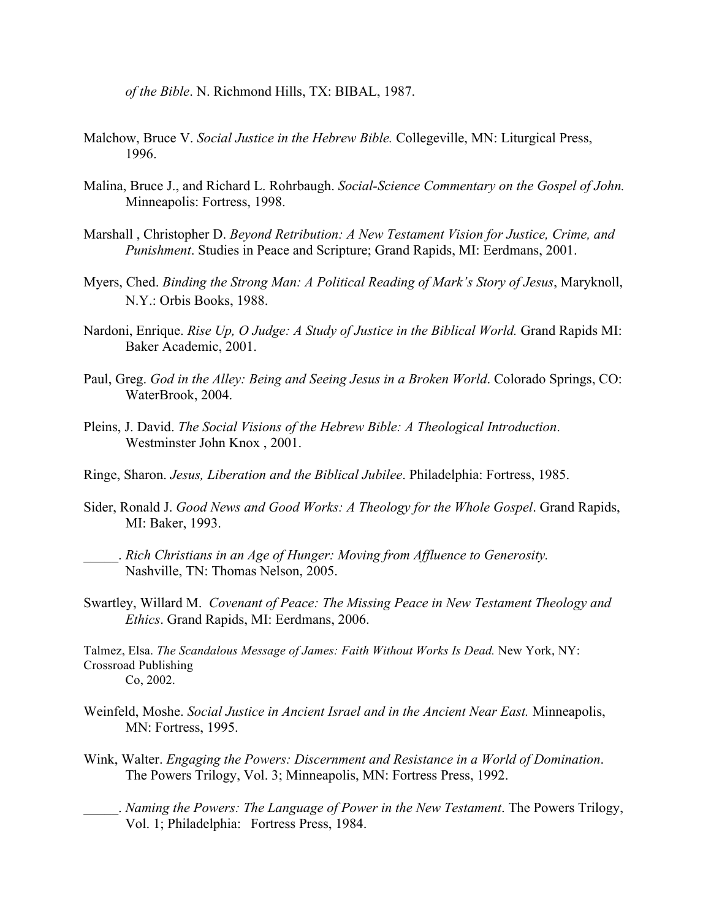*of the Bible*. N. Richmond Hills, TX: BIBAL, 1987.

Malchow, Bruce V. *Social Justice in the Hebrew Bible.* Collegeville, MN: Liturgical Press, 1996.

Malina, Bruce J., and Richard L. Rohrbaugh. *Social-Science Commentary on the Gospel of John.* Minneapolis: Fortress, 1998.

Marshall , Christopher D. *Beyond Retribution: A New Testament Vision for Justice, Crime, and Punishment*. Studies in Peace and Scripture; Grand Rapids, MI: Eerdmans, 2001.

Myers, Ched. *Binding the Strong Man: A Political Reading of Mark's Story of Jesus*, Maryknoll, N.Y.: Orbis Books, 1988.

Nardoni, Enrique. *Rise Up, O Judge: A Study of Justice in the Biblical World.* Grand Rapids MI: Baker Academic, 2001.

Paul, Greg. *God in the Alley: Being and Seeing Jesus in a Broken World*. Colorado Springs, CO: WaterBrook, 2004.

Pleins, J. David. *The Social Visions of the Hebrew Bible: A Theological Introduction*. Westminster John Knox , 2001.

Ringe, Sharon. *Jesus, Liberation and the Biblical Jubilee*. Philadelphia: Fortress, 1985.

Sider, Ronald J. *Good News and Good Works: A Theology for the Whole Gospel*. Grand Rapids, MI: Baker, 1993.

_____. *Rich Christians in an Age of Hunger: Moving from Affluence to Generosity.* Nashville, TN: Thomas Nelson, 2005.

Swartley, Willard M. *Covenant of Peace: The Missing Peace in New Testament Theology and Ethics*. Grand Rapids, MI: Eerdmans, 2006.

Talmez, Elsa. *The Scandalous Message of James: Faith Without Works Is Dead.* New York, NY: Crossroad Publishing Co, 2002.

Weinfeld, Moshe. *Social Justice in Ancient Israel and in the Ancient Near East.* Minneapolis, MN: Fortress, 1995.

Wink, Walter. *Engaging the Powers: Discernment and Resistance in a World of Domination*. The Powers Trilogy, Vol. 3; Minneapolis, MN: Fortress Press, 1992.

_____. *Naming the Powers: The Language of Power in the New Testament*. The Powers Trilogy, Vol. 1; Philadelphia: Fortress Press, 1984.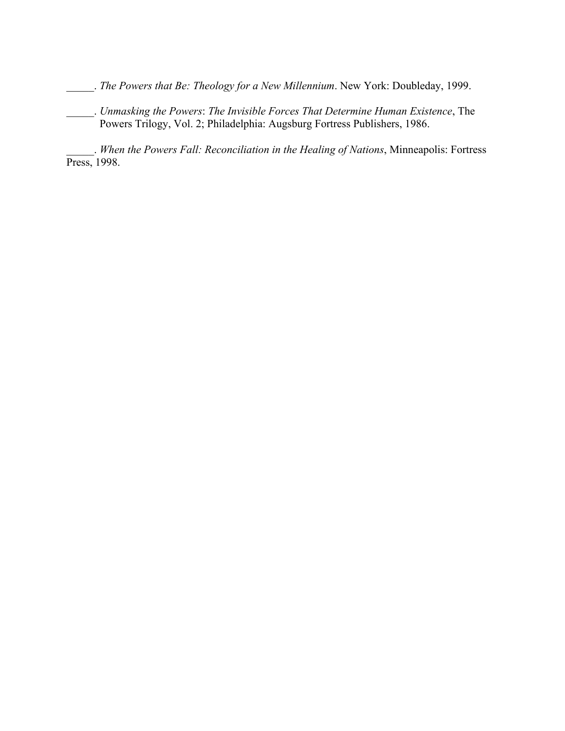_____. *The Powers that Be: Theology for a New Millennium*. New York: Doubleday, 1999.

_____. *Unmasking the Powers*: *The Invisible Forces That Determine Human Existence*, The Powers Trilogy, Vol. 2; Philadelphia: Augsburg Fortress Publishers, 1986.

_____. *When the Powers Fall: Reconciliation in the Healing of Nations*, Minneapolis: Fortress Press, 1998.